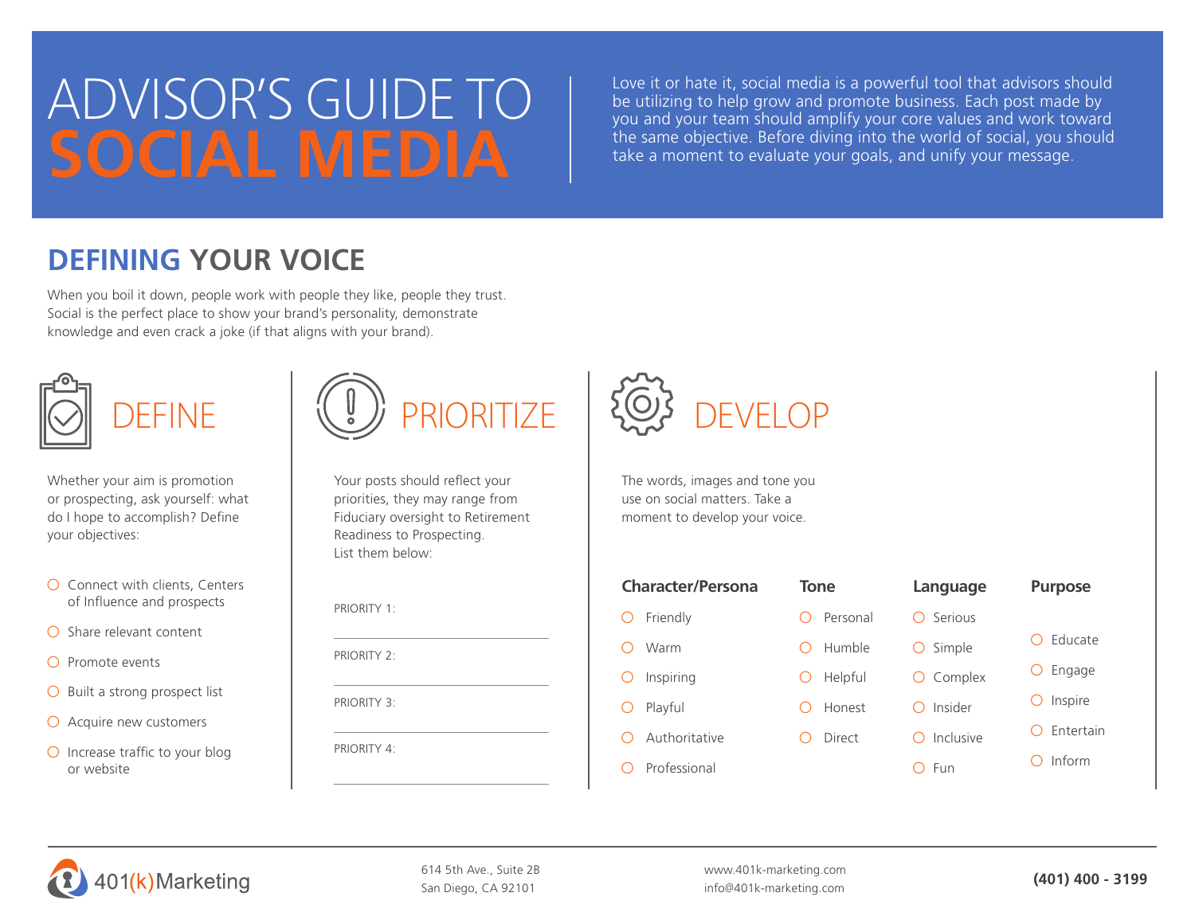# ADVISOR'S GUIDE TO SOCIAL MEDIA

Love it or hate it, social media is a powerful tool that advisors should be utilizing to help grow and promote business. Each post made by you and your team should amplify your core values and work toward the same objective. Before diving into the world of social, you should take a moment to evaluate your goals, and unify your message.

## DEFINING YOUR VOICE

When you boil it down, people work with people they like, people they trust. Social is the perfect place to show your brand's personality, demonstrate knowledge and even crack a joke (if that aligns with your brand).

### DEFINE

Whether your aim is promotion or prospecting, ask yourself: what do I hope to accomplish? Define your objectives:

- ○ Connect with clients, Centers of Influence and prospects
- ○ Share relevant content
- ○ Promote events
- ○ Built a strong prospect list
- ○ Acquire new customers
- ○ Increase traffic to your blog or website

### PRIORITIZE

Your posts should reflect your priorities, they may range from Fiduciary oversight to Retirement Readiness to Prospecting. List them below:

PRIORITY 1: ______________________

PRIORITY 2: ______________________

PRIORITY 3: ______________________

PRIORITY 4: ______________________

### DEVELOP

The words, images and tone you use on social matters. Take a moment to develop your voice.

**Character/Persona**

- ○ Friendly
- ○ Warm
- ○ Inspiring
- ○ Playful
- ○ Authoritative
- ○ Professional

**Tone**

- ○ Personal
- ○ Humble
- ○ Helpful
- ○ Honest
- ○ Direct

**Language**

- ○ Serious
- ○ Simple
- ○ Complex
- ○ Insider
- ○ Inclusive
- ○ Fun

**Purpose**

- ○ Educate
- ○ Engage
- ○ Inspire
- ○ Entertain
- ○ Inform

401(k)Marketing

614 5th Ave., Suite 2B
San Diego, CA 92101

www.401k-marketing.com
info@401k-marketing.com

**(401) 400 - 3199**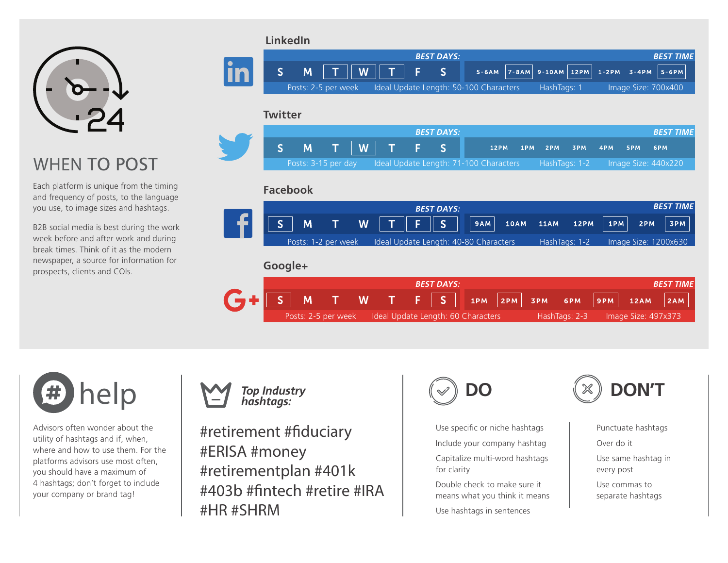# WHEN TO POST

Each platform is unique from the timing and frequency of posts, to the language you use, to image sizes and hashtags.

B2B social media is best during the work week before and after work and during break times. Think of it as the modern newspaper, a source for information for prospects, clients and COIs.

## LinkedIn

BEST DAYS: S M **T** **W** **T** F S

BEST TIME: 5-6AM **7-8AM** 9-10AM **12PM** 1-2PM 3-4PM **5-6PM**

Posts: 2-5 per week | Ideal Update Length: 50-100 Characters | HashTags: 1 | Image Size: 700x400

## Twitter

BEST DAYS: S M T **W** T F S

BEST TIME: 12PM 1PM 2PM 3PM 4PM 5PM 6PM

Posts: 3-15 per day | Ideal Update Length: 71-100 Characters | HashTags: 1-2 | Image Size: 440x220

## Facebook

BEST DAYS: **S** M T W **T** **F** **S**

BEST TIME: **9AM** 10AM 11AM 12PM **1PM** 2PM **3PM**

Posts: 1-2 per week | Ideal Update Length: 40-80 Characters | HashTags: 1-2 | Image Size: 1200x630

## Google+

BEST DAYS: **S** M T W T F **S**

BEST TIME: 1PM **2PM** 3PM 6PM **9PM** 12AM **2AM**

Posts: 2-5 per week | Ideal Update Length: 60 Characters | HashTags: 2-3 | Image Size: 497x373

## # help

Advisors often wonder about the utility of hashtags and if, when, where and how to use them. For the platforms advisors use most often, you should have a maximum of 4 hashtags; don't forget to include your company or brand tag!

## *Top Industry hashtags:*

#retirement #fiduciary #ERISA #money #retirementplan #401k #403b #fintech #retire #IRA #HR #SHRM

## DO

- Use specific or niche hashtags
- Include your company hashtag
- Capitalize multi-word hashtags for clarity
- Double check to make sure it means what you think it means
- Use hashtags in sentences

## DON'T

- Punctuate hashtags
- Over do it
- Use same hashtag in every post
- Use commas to separate hashtags